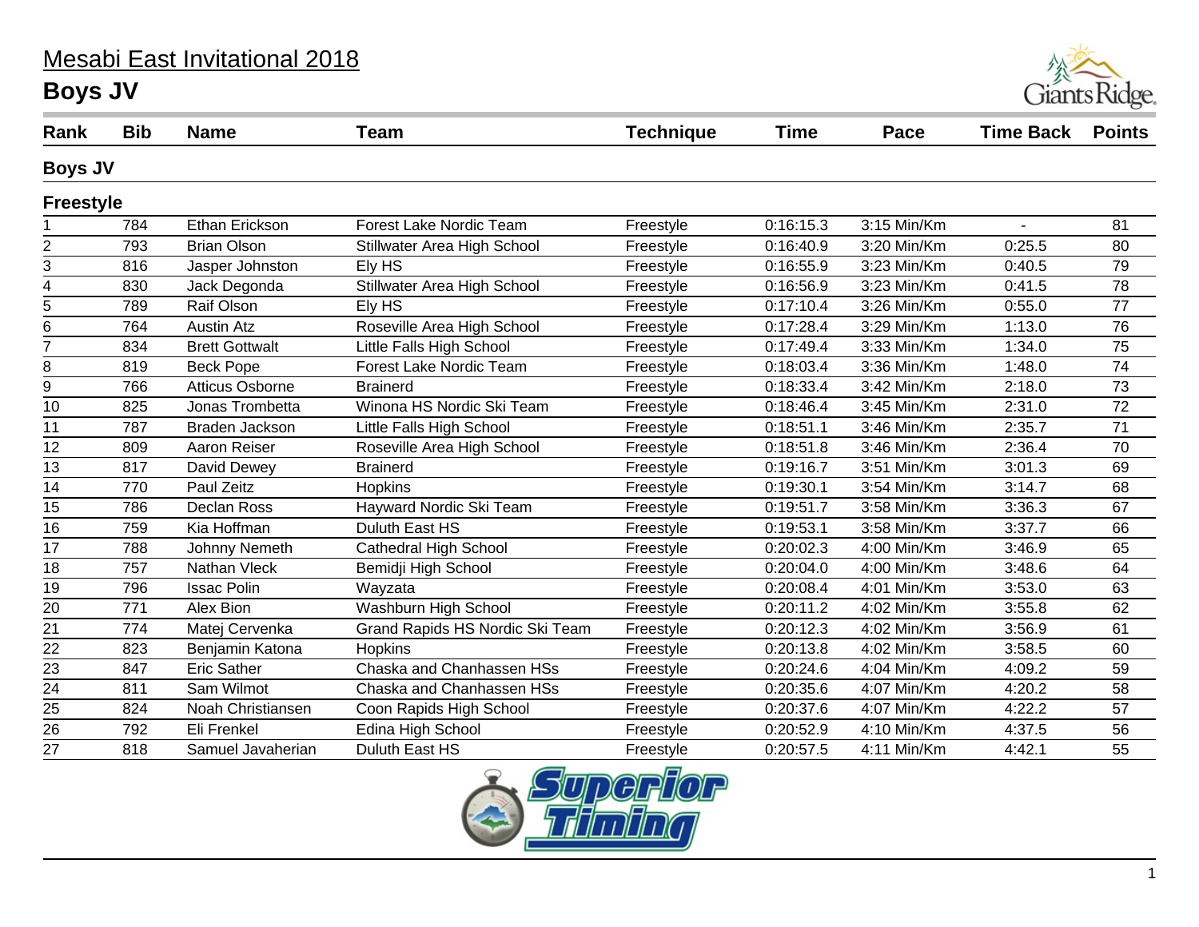# Mesabi East Invitational 2018

## Boys JV

| Rank | Bib | Name | Team | Technique | Time | Pace | Time Back | Points |
|---|---|---|---|---|---|---|---|---|
| **Boys JV** | | | | | | | | |
| **Freestyle** | | | | | | | | |
| 1 | 784 | Ethan Erickson | Forest Lake Nordic Team | Freestyle | 0:16:15.3 | 3:15 Min/Km | - | 81 |
| 2 | 793 | Brian Olson | Stillwater Area High School | Freestyle | 0:16:40.9 | 3:20 Min/Km | 0:25.5 | 80 |
| 3 | 816 | Jasper Johnston | Ely HS | Freestyle | 0:16:55.9 | 3:23 Min/Km | 0:40.5 | 79 |
| 4 | 830 | Jack Degonda | Stillwater Area High School | Freestyle | 0:16:56.9 | 3:23 Min/Km | 0:41.5 | 78 |
| 5 | 789 | Raif Olson | Ely HS | Freestyle | 0:17:10.4 | 3:26 Min/Km | 0:55.0 | 77 |
| 6 | 764 | Austin Atz | Roseville Area High School | Freestyle | 0:17:28.4 | 3:29 Min/Km | 1:13.0 | 76 |
| 7 | 834 | Brett Gottwalt | Little Falls High School | Freestyle | 0:17:49.4 | 3:33 Min/Km | 1:34.0 | 75 |
| 8 | 819 | Beck Pope | Forest Lake Nordic Team | Freestyle | 0:18:03.4 | 3:36 Min/Km | 1:48.0 | 74 |
| 9 | 766 | Atticus Osborne | Brainerd | Freestyle | 0:18:33.4 | 3:42 Min/Km | 2:18.0 | 73 |
| 10 | 825 | Jonas Trombetta | Winona HS Nordic Ski Team | Freestyle | 0:18:46.4 | 3:45 Min/Km | 2:31.0 | 72 |
| 11 | 787 | Braden Jackson | Little Falls High School | Freestyle | 0:18:51.1 | 3:46 Min/Km | 2:35.7 | 71 |
| 12 | 809 | Aaron Reiser | Roseville Area High School | Freestyle | 0:18:51.8 | 3:46 Min/Km | 2:36.4 | 70 |
| 13 | 817 | David Dewey | Brainerd | Freestyle | 0:19:16.7 | 3:51 Min/Km | 3:01.3 | 69 |
| 14 | 770 | Paul Zeitz | Hopkins | Freestyle | 0:19:30.1 | 3:54 Min/Km | 3:14.7 | 68 |
| 15 | 786 | Declan Ross | Hayward Nordic Ski Team | Freestyle | 0:19:51.7 | 3:58 Min/Km | 3:36.3 | 67 |
| 16 | 759 | Kia Hoffman | Duluth East HS | Freestyle | 0:19:53.1 | 3:58 Min/Km | 3:37.7 | 66 |
| 17 | 788 | Johnny Nemeth | Cathedral High School | Freestyle | 0:20:02.3 | 4:00 Min/Km | 3:46.9 | 65 |
| 18 | 757 | Nathan Vleck | Bemidji High School | Freestyle | 0:20:04.0 | 4:00 Min/Km | 3:48.6 | 64 |
| 19 | 796 | Issac Polin | Wayzata | Freestyle | 0:20:08.4 | 4:01 Min/Km | 3:53.0 | 63 |
| 20 | 771 | Alex Bion | Washburn High School | Freestyle | 0:20:11.2 | 4:02 Min/Km | 3:55.8 | 62 |
| 21 | 774 | Matej Cervenka | Grand Rapids HS Nordic Ski Team | Freestyle | 0:20:12.3 | 4:02 Min/Km | 3:56.9 | 61 |
| 22 | 823 | Benjamin Katona | Hopkins | Freestyle | 0:20:13.8 | 4:02 Min/Km | 3:58.5 | 60 |
| 23 | 847 | Eric Sather | Chaska and Chanhassen HSs | Freestyle | 0:20:24.6 | 4:04 Min/Km | 4:09.2 | 59 |
| 24 | 811 | Sam Wilmot | Chaska and Chanhassen HSs | Freestyle | 0:20:35.6 | 4:07 Min/Km | 4:20.2 | 58 |
| 25 | 824 | Noah Christiansen | Coon Rapids High School | Freestyle | 0:20:37.6 | 4:07 Min/Km | 4:22.2 | 57 |
| 26 | 792 | Eli Frenkel | Edina High School | Freestyle | 0:20:52.9 | 4:10 Min/Km | 4:37.5 | 56 |
| 27 | 818 | Samuel Javaherian | Duluth East HS | Freestyle | 0:20:57.5 | 4:11 Min/Km | 4:42.1 | 55 |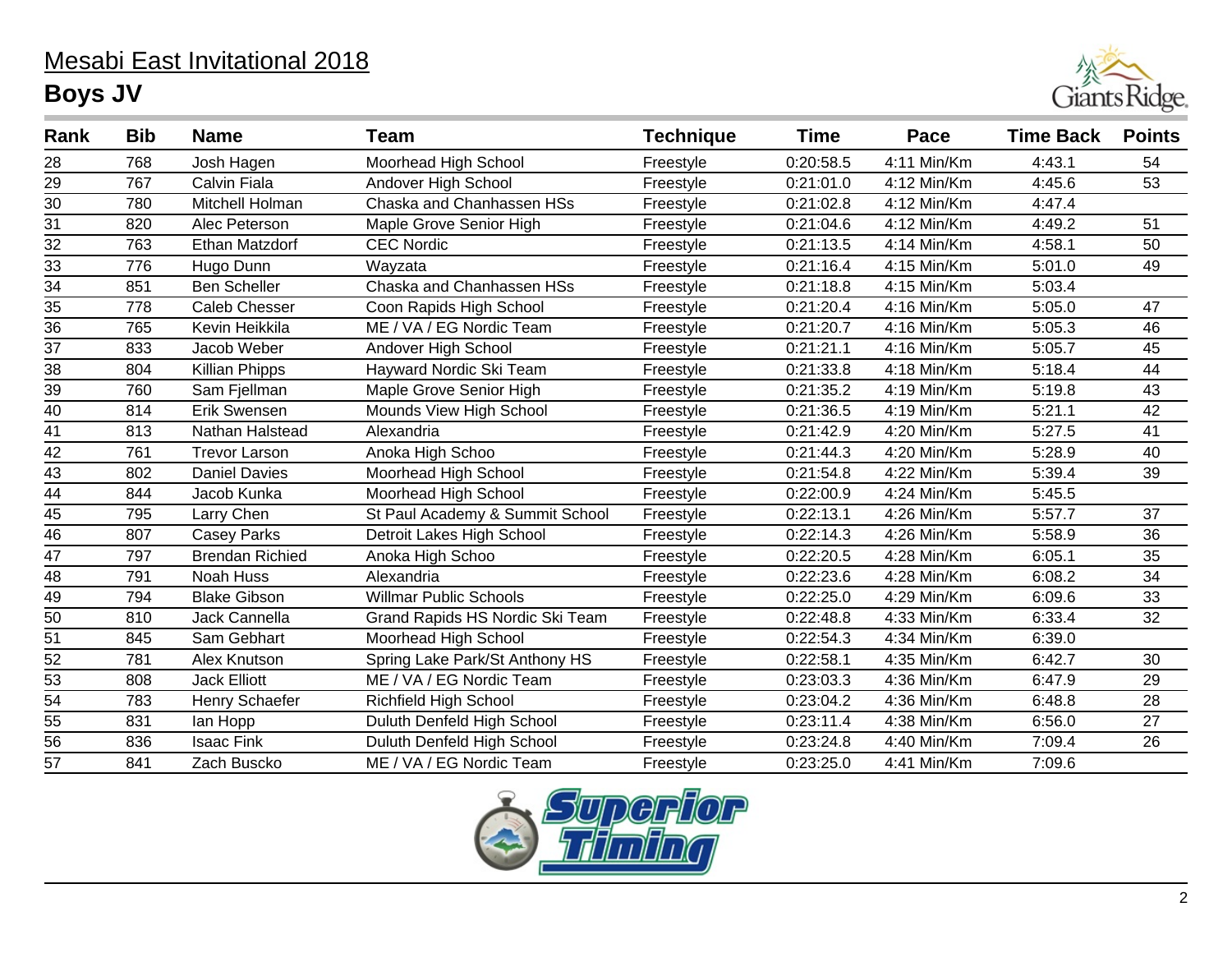# Mesabi East Invitational 2018

## Boys JV

| Rank | Bib | Name | Team | Technique | Time | Pace | Time Back | Points |
|---|---|---|---|---|---|---|---|---|
| 28 | 768 | Josh Hagen | Moorhead High School | Freestyle | 0:20:58.5 | 4:11 Min/Km | 4:43.1 | 54 |
| 29 | 767 | Calvin Fiala | Andover High School | Freestyle | 0:21:01.0 | 4:12 Min/Km | 4:45.6 | 53 |
| 30 | 780 | Mitchell Holman | Chaska and Chanhassen HSs | Freestyle | 0:21:02.8 | 4:12 Min/Km | 4:47.4 | |
| 31 | 820 | Alec Peterson | Maple Grove Senior High | Freestyle | 0:21:04.6 | 4:12 Min/Km | 4:49.2 | 51 |
| 32 | 763 | Ethan Matzdorf | CEC Nordic | Freestyle | 0:21:13.5 | 4:14 Min/Km | 4:58.1 | 50 |
| 33 | 776 | Hugo Dunn | Wayzata | Freestyle | 0:21:16.4 | 4:15 Min/Km | 5:01.0 | 49 |
| 34 | 851 | Ben Scheller | Chaska and Chanhassen HSs | Freestyle | 0:21:18.8 | 4:15 Min/Km | 5:03.4 | |
| 35 | 778 | Caleb Chesser | Coon Rapids High School | Freestyle | 0:21:20.4 | 4:16 Min/Km | 5:05.0 | 47 |
| 36 | 765 | Kevin Heikkila | ME / VA / EG Nordic Team | Freestyle | 0:21:20.7 | 4:16 Min/Km | 5:05.3 | 46 |
| 37 | 833 | Jacob Weber | Andover High School | Freestyle | 0:21:21.1 | 4:16 Min/Km | 5:05.7 | 45 |
| 38 | 804 | Killian Phipps | Hayward Nordic Ski Team | Freestyle | 0:21:33.8 | 4:18 Min/Km | 5:18.4 | 44 |
| 39 | 760 | Sam Fjellman | Maple Grove Senior High | Freestyle | 0:21:35.2 | 4:19 Min/Km | 5:19.8 | 43 |
| 40 | 814 | Erik Swensen | Mounds View High School | Freestyle | 0:21:36.5 | 4:19 Min/Km | 5:21.1 | 42 |
| 41 | 813 | Nathan Halstead | Alexandria | Freestyle | 0:21:42.9 | 4:20 Min/Km | 5:27.5 | 41 |
| 42 | 761 | Trevor Larson | Anoka High Schoo | Freestyle | 0:21:44.3 | 4:20 Min/Km | 5:28.9 | 40 |
| 43 | 802 | Daniel Davies | Moorhead High School | Freestyle | 0:21:54.8 | 4:22 Min/Km | 5:39.4 | 39 |
| 44 | 844 | Jacob Kunka | Moorhead High School | Freestyle | 0:22:00.9 | 4:24 Min/Km | 5:45.5 | |
| 45 | 795 | Larry Chen | St Paul Academy & Summit School | Freestyle | 0:22:13.1 | 4:26 Min/Km | 5:57.7 | 37 |
| 46 | 807 | Casey Parks | Detroit Lakes High School | Freestyle | 0:22:14.3 | 4:26 Min/Km | 5:58.9 | 36 |
| 47 | 797 | Brendan Richied | Anoka High Schoo | Freestyle | 0:22:20.5 | 4:28 Min/Km | 6:05.1 | 35 |
| 48 | 791 | Noah Huss | Alexandria | Freestyle | 0:22:23.6 | 4:28 Min/Km | 6:08.2 | 34 |
| 49 | 794 | Blake Gibson | Willmar Public Schools | Freestyle | 0:22:25.0 | 4:29 Min/Km | 6:09.6 | 33 |
| 50 | 810 | Jack Cannella | Grand Rapids HS Nordic Ski Team | Freestyle | 0:22:48.8 | 4:33 Min/Km | 6:33.4 | 32 |
| 51 | 845 | Sam Gebhart | Moorhead High School | Freestyle | 0:22:54.3 | 4:34 Min/Km | 6:39.0 | |
| 52 | 781 | Alex Knutson | Spring Lake Park/St Anthony HS | Freestyle | 0:22:58.1 | 4:35 Min/Km | 6:42.7 | 30 |
| 53 | 808 | Jack Elliott | ME / VA / EG Nordic Team | Freestyle | 0:23:03.3 | 4:36 Min/Km | 6:47.9 | 29 |
| 54 | 783 | Henry Schaefer | Richfield High School | Freestyle | 0:23:04.2 | 4:36 Min/Km | 6:48.8 | 28 |
| 55 | 831 | Ian Hopp | Duluth Denfeld High School | Freestyle | 0:23:11.4 | 4:38 Min/Km | 6:56.0 | 27 |
| 56 | 836 | Isaac Fink | Duluth Denfeld High School | Freestyle | 0:23:24.8 | 4:40 Min/Km | 7:09.4 | 26 |
| 57 | 841 | Zach Buscko | ME / VA / EG Nordic Team | Freestyle | 0:23:25.0 | 4:41 Min/Km | 7:09.6 | |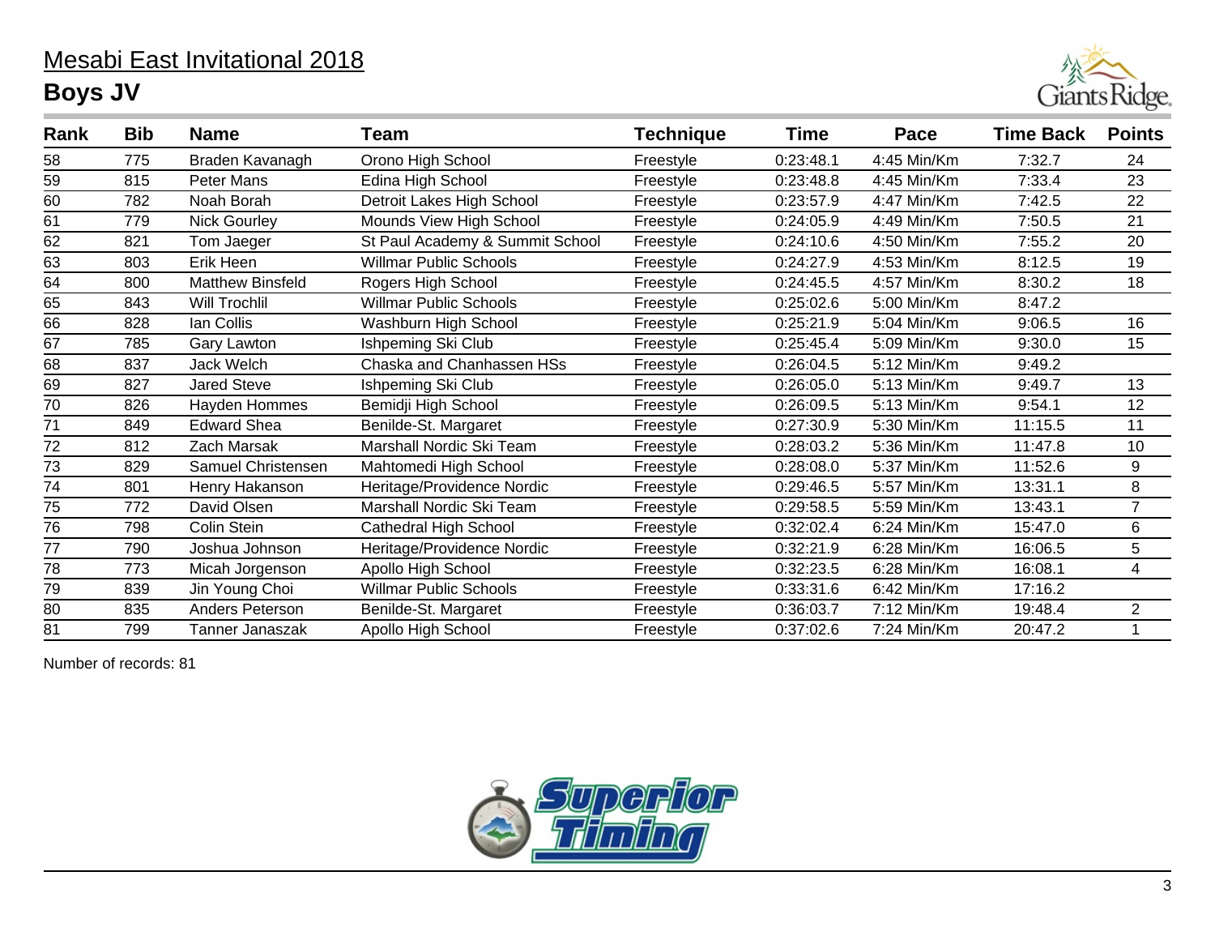# Mesabi East Invitational 2018

## Boys JV

| Rank | Bib | Name | Team | Technique | Time | Pace | Time Back | Points |
|---|---|---|---|---|---|---|---|---|
| 58 | 775 | Braden Kavanagh | Orono High School | Freestyle | 0:23:48.1 | 4:45 Min/Km | 7:32.7 | 24 |
| 59 | 815 | Peter Mans | Edina High School | Freestyle | 0:23:48.8 | 4:45 Min/Km | 7:33.4 | 23 |
| 60 | 782 | Noah Borah | Detroit Lakes High School | Freestyle | 0:23:57.9 | 4:47 Min/Km | 7:42.5 | 22 |
| 61 | 779 | Nick Gourley | Mounds View High School | Freestyle | 0:24:05.9 | 4:49 Min/Km | 7:50.5 | 21 |
| 62 | 821 | Tom Jaeger | St Paul Academy & Summit School | Freestyle | 0:24:10.6 | 4:50 Min/Km | 7:55.2 | 20 |
| 63 | 803 | Erik Heen | Willmar Public Schools | Freestyle | 0:24:27.9 | 4:53 Min/Km | 8:12.5 | 19 |
| 64 | 800 | Matthew Binsfeld | Rogers High School | Freestyle | 0:24:45.5 | 4:57 Min/Km | 8:30.2 | 18 |
| 65 | 843 | Will Trochlil | Willmar Public Schools | Freestyle | 0:25:02.6 | 5:00 Min/Km | 8:47.2 | |
| 66 | 828 | Ian Collis | Washburn High School | Freestyle | 0:25:21.9 | 5:04 Min/Km | 9:06.5 | 16 |
| 67 | 785 | Gary Lawton | Ishpeming Ski Club | Freestyle | 0:25:45.4 | 5:09 Min/Km | 9:30.0 | 15 |
| 68 | 837 | Jack Welch | Chaska and Chanhassen HSs | Freestyle | 0:26:04.5 | 5:12 Min/Km | 9:49.2 | |
| 69 | 827 | Jared Steve | Ishpeming Ski Club | Freestyle | 0:26:05.0 | 5:13 Min/Km | 9:49.7 | 13 |
| 70 | 826 | Hayden Hommes | Bemidji High School | Freestyle | 0:26:09.5 | 5:13 Min/Km | 9:54.1 | 12 |
| 71 | 849 | Edward Shea | Benilde-St. Margaret | Freestyle | 0:27:30.9 | 5:30 Min/Km | 11:15.5 | 11 |
| 72 | 812 | Zach Marsak | Marshall Nordic Ski Team | Freestyle | 0:28:03.2 | 5:36 Min/Km | 11:47.8 | 10 |
| 73 | 829 | Samuel Christensen | Mahtomedi High School | Freestyle | 0:28:08.0 | 5:37 Min/Km | 11:52.6 | 9 |
| 74 | 801 | Henry Hakanson | Heritage/Providence Nordic | Freestyle | 0:29:46.5 | 5:57 Min/Km | 13:31.1 | 8 |
| 75 | 772 | David Olsen | Marshall Nordic Ski Team | Freestyle | 0:29:58.5 | 5:59 Min/Km | 13:43.1 | 7 |
| 76 | 798 | Colin Stein | Cathedral High School | Freestyle | 0:32:02.4 | 6:24 Min/Km | 15:47.0 | 6 |
| 77 | 790 | Joshua Johnson | Heritage/Providence Nordic | Freestyle | 0:32:21.9 | 6:28 Min/Km | 16:06.5 | 5 |
| 78 | 773 | Micah Jorgenson | Apollo High School | Freestyle | 0:32:23.5 | 6:28 Min/Km | 16:08.1 | 4 |
| 79 | 839 | Jin Young Choi | Willmar Public Schools | Freestyle | 0:33:31.6 | 6:42 Min/Km | 17:16.2 | |
| 80 | 835 | Anders Peterson | Benilde-St. Margaret | Freestyle | 0:36:03.7 | 7:12 Min/Km | 19:48.4 | 2 |
| 81 | 799 | Tanner Janaszak | Apollo High School | Freestyle | 0:37:02.6 | 7:24 Min/Km | 20:47.2 | 1 |

Number of records: 81